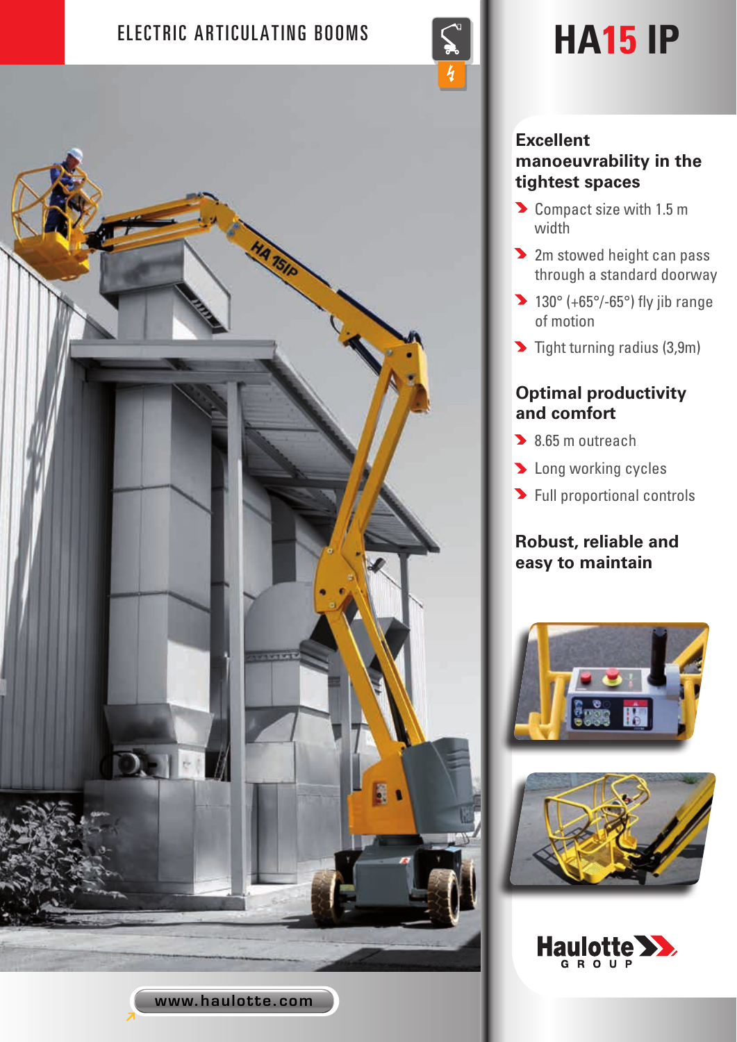ELECTRIC ARTICULATING BOOMS

# HA15 IP

## Excellent manoeuvrability in the tightest spaces

- Compact size with 1.5 m width
- 2m stowed height can pass through a standard doorway
- 130° (+65°/-65°) fly jib range of motion
- Tight turning radius (3,9m)

## Optimal productivity and comfort

- 8.65 m outreach
- Long working cycles
- Full proportional controls

## Robust, reliable and easy to maintain

Haulotte GROUP

www.haulotte.com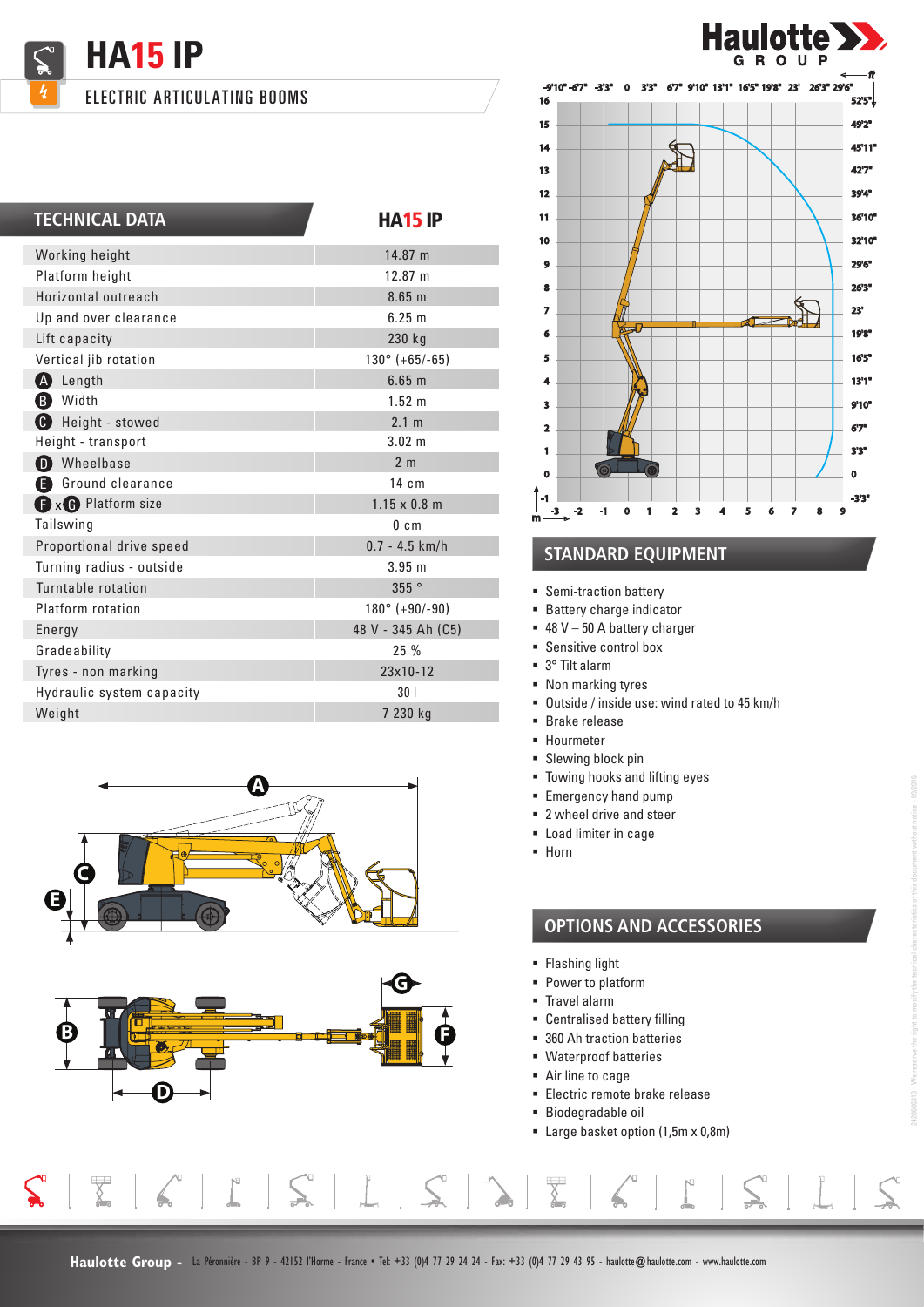# HA15 IP

ELECTRIC ARTICULATING BOOMS

Haulotte GROUP

## TECHNICAL DATA

| | HA15 IP |
|---|---|
| Working height | 14.87 m |
| Platform height | 12.87 m |
| Horizontal outreach | 8.65 m |
| Up and over clearance | 6.25 m |
| Lift capacity | 230 kg |
| Vertical jib rotation | 130° (+65/-65) |
| A Length | 6.65 m |
| B Width | 1.52 m |
| C Height - stowed | 2.1 m |
| Height - transport | 3.02 m |
| D Wheelbase | 2 m |
| E Ground clearance | 14 cm |
| F x G Platform size | 1.15 x 0.8 m |
| Tailswing | 0 cm |
| Proportional drive speed | 0.7 - 4.5 km/h |
| Turning radius - outside | 3.95 m |
| Turntable rotation | 355 ° |
| Platform rotation | 180° (+90/-90) |
| Energy | 48 V - 345 Ah (C5) |
| Gradeability | 25 % |
| Tyres - non marking | 23x10-12 |
| Hydraulic system capacity | 30 l |
| Weight | 7 230 kg |

A

C

E

B

D

G

F

ft

-9'10" -6'7" -3'3" 0 3'3" 6'7" 9'10" 13'1" 16'5" 19'8" 23' 26'3" 29'6"

16 15 14 13 12 11 10 9 8 7 6 5 4 3 2 1 0 -1

52'5" 49'2" 45'11" 42'7" 39'4" 36'10" 32'10" 29'6" 26'3" 23' 19'8" 16'5" 13'1" 9'10" 6'7" 3'3" 0 -3'3"

m -3 -2 -1 0 1 2 3 4 5 6 7 8 9

## STANDARD EQUIPMENT

- Semi-traction battery
- Battery charge indicator
- 48 V – 50 A battery charger
- Sensitive control box
- 3° Tilt alarm
- Non marking tyres
- Outside / inside use: wind rated to 45 km/h
- Brake release
- Hourmeter
- Slewing block pin
- Towing hooks and lifting eyes
- Emergency hand pump
- 2 wheel drive and steer
- Load limiter in cage
- Horn

## OPTIONS AND ACCESSORIES

- Flashing light
- Power to platform
- Travel alarm
- Centralised battery filling
- 360 Ah traction batteries
- Waterproof batteries
- Air line to cage
- Electric remote brake release
- Biodegradable oil
- Large basket option (1,5m x 0,8m)

**Haulotte Group -** La Péronnière - BP 9 - 42152 l'Horme - France • Tel: +33 (0)4 77 29 24 24 - Fax: +33 (0)4 77 29 43 95 - haulotte@haulotte.com - www.haulotte.com